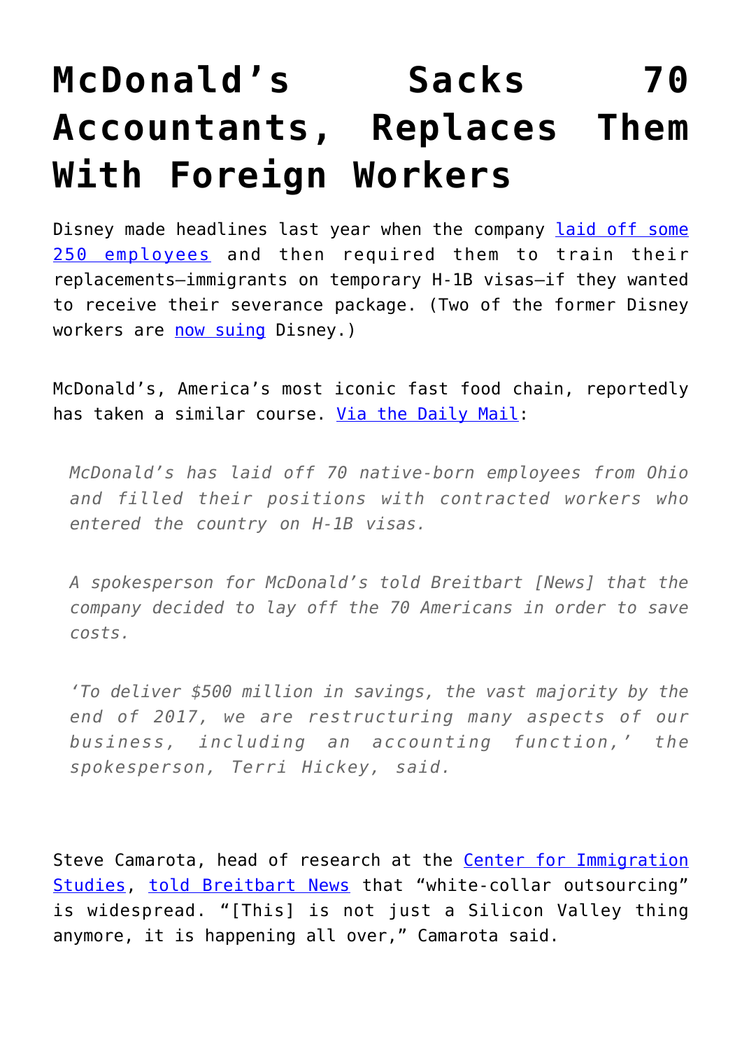# McDonald's Sacks 70 Accountants, Replaces Them With Foreign Workers

Disney made headlines last year when the company laid off some 250 employees and then required them to train their replacements—immigrants on temporary H-1B visas—if they wanted to receive their severance package. (Two of the former Disney workers are now suing Disney.)

McDonald's, America's most iconic fast food chain, reportedly has taken a similar course. Via the Daily Mail:

> *McDonald's has laid off 70 native-born employees from Ohio and filled their positions with contracted workers who entered the country on H-1B visas.*
>
> *A spokesperson for McDonald's told Breitbart [News] that the company decided to lay off the 70 Americans in order to save costs.*
>
> *'To deliver $500 million in savings, the vast majority by the end of 2017, we are restructuring many aspects of our business, including an accounting function,' the spokesperson, Terri Hickey, said.*

Steve Camarota, head of research at the Center for Immigration Studies, told Breitbart News that "white-collar outsourcing" is widespread. "[This] is not just a Silicon Valley thing anymore, it is happening all over," Camarota said.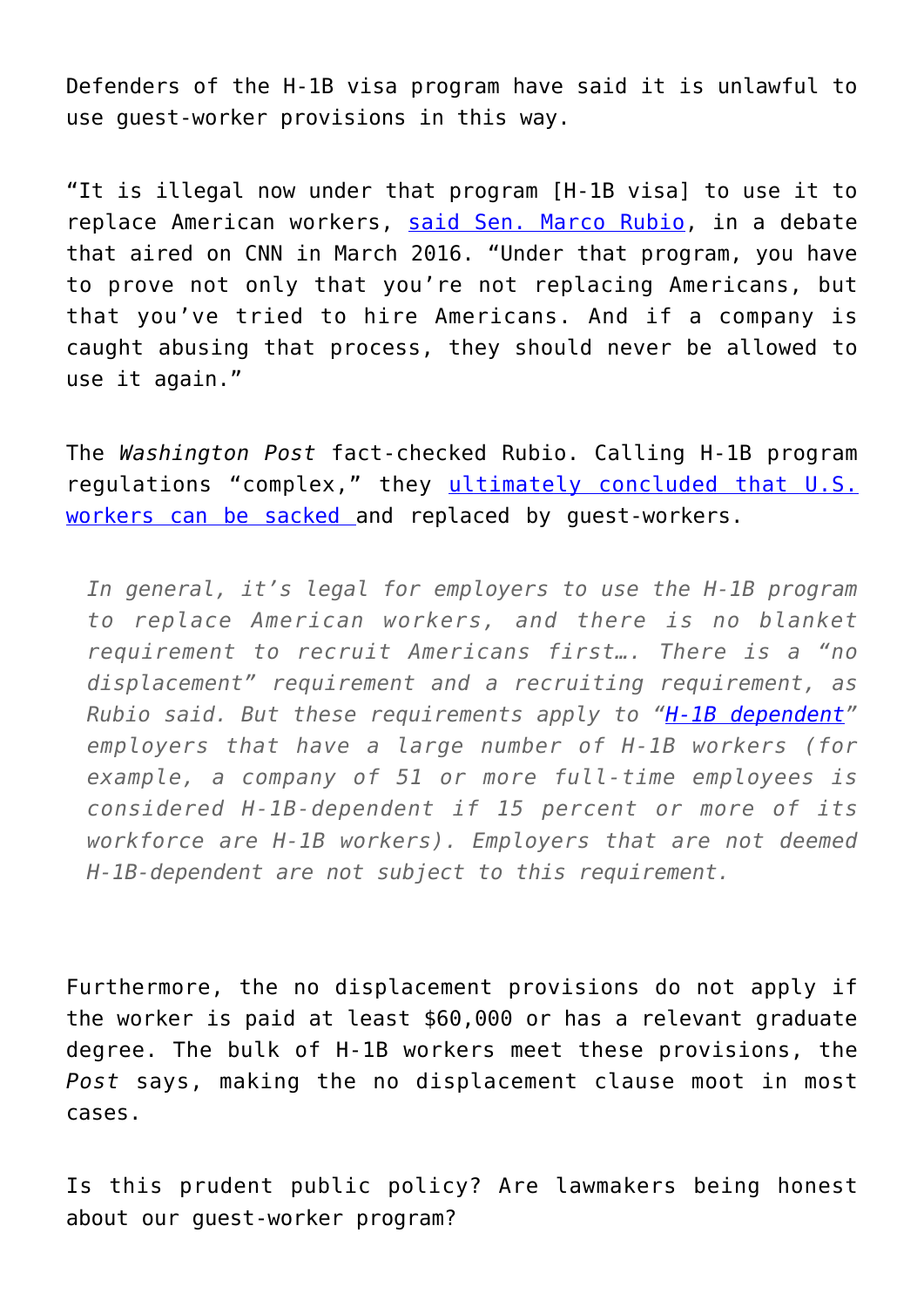Defenders of the H-1B visa program have said it is unlawful to use guest-worker provisions in this way.

"It is illegal now under that program [H-1B visa] to use it to replace American workers, said Sen. Marco Rubio, in a debate that aired on CNN in March 2016. "Under that program, you have to prove not only that you're not replacing Americans, but that you've tried to hire Americans. And if a company is caught abusing that process, they should never be allowed to use it again."

The *Washington Post* fact-checked Rubio. Calling H-1B program regulations "complex," they ultimately concluded that U.S. workers can be sacked and replaced by guest-workers.

> *In general, it's legal for employers to use the H-1B program to replace American workers, and there is no blanket requirement to recruit Americans first…. There is a "no displacement" requirement and a recruiting requirement, as Rubio said. But these requirements apply to "H-1B dependent" employers that have a large number of H-1B workers (for example, a company of 51 or more full-time employees is considered H-1B-dependent if 15 percent or more of its workforce are H-1B workers). Employers that are not deemed H-1B-dependent are not subject to this requirement.*

Furthermore, the no displacement provisions do not apply if the worker is paid at least $60,000 or has a relevant graduate degree. The bulk of H-1B workers meet these provisions, the *Post* says, making the no displacement clause moot in most cases.

Is this prudent public policy? Are lawmakers being honest about our guest-worker program?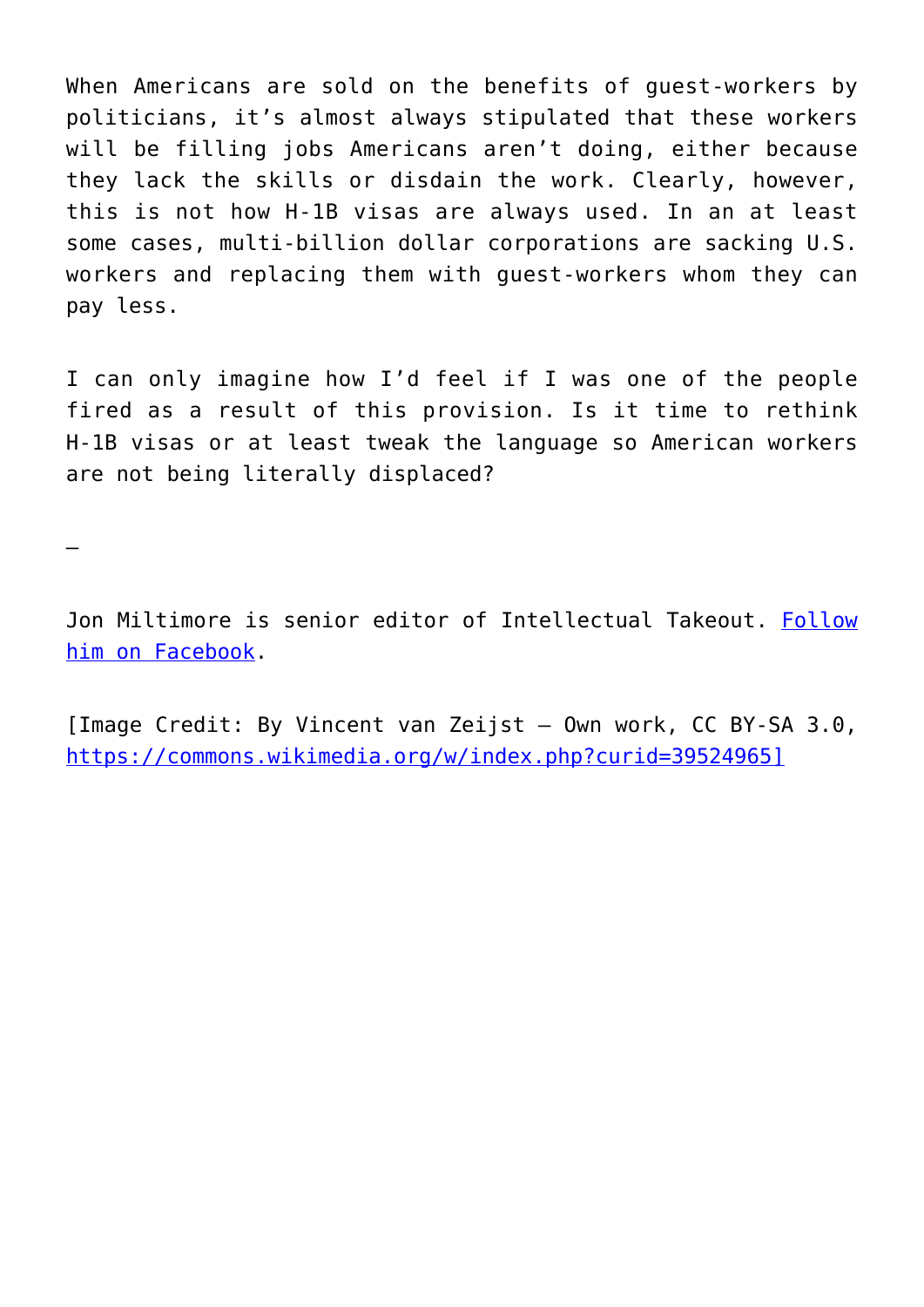When Americans are sold on the benefits of guest-workers by politicians, it's almost always stipulated that these workers will be filling jobs Americans aren't doing, either because they lack the skills or disdain the work. Clearly, however, this is not how H-1B visas are always used. In an at least some cases, multi-billion dollar corporations are sacking U.S. workers and replacing them with guest-workers whom they can pay less.

I can only imagine how I'd feel if I was one of the people fired as a result of this provision. Is it time to rethink H-1B visas or at least tweak the language so American workers are not being literally displaced?

—

Jon Miltimore is senior editor of Intellectual Takeout. [Follow him on Facebook](https://www.facebook.com).

[Image Credit: By Vincent van Zeijst – Own work, CC BY-SA 3.0, https://commons.wikimedia.org/w/index.php?curid=39524965]